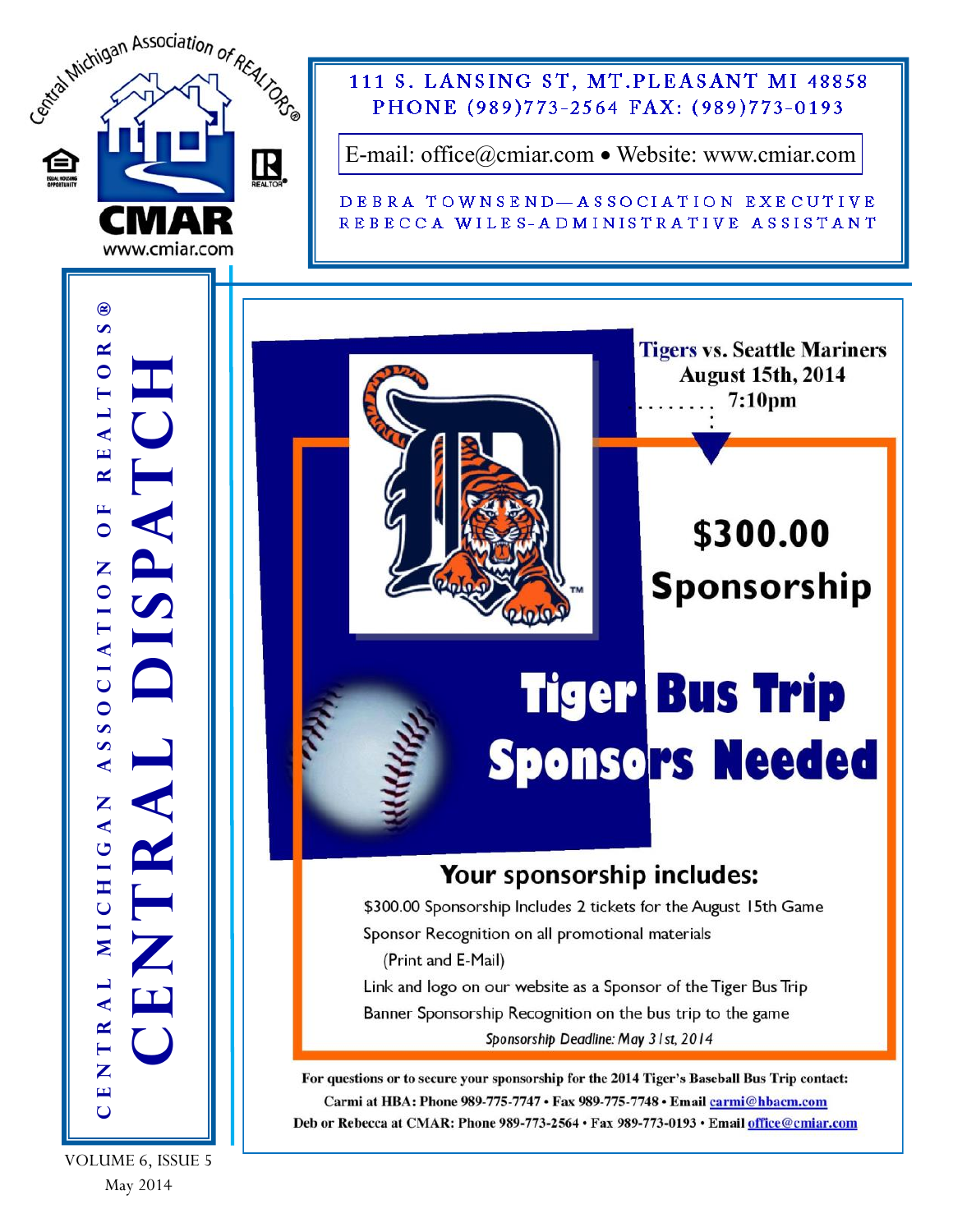Central Michigan Association of REALTORS®

CMAR

www.cmiar.com

111 S. LANSING ST, MT.PLEASANT MI 48858
PHONE (989)773-2564 FAX: (989)773-0193

E-mail: office@cmiar.com • Website: www.cmiar.com

DEBRA TOWNSEND—ASSOCIATION EXECUTIVE
REBECCA WILES-ADMINISTRATIVE ASSISTANT

# CENTRAL DISPATCH

CENTRAL MICHIGAN ASSOCIATION OF REALTORS®

VOLUME 6, ISSUE 5
May 2014

**Tigers vs. Seattle Mariners**
**August 15th, 2014**
**7:10pm**

## $300.00 Sponsorship

# Tiger Bus Trip Sponsors Needed

### Your sponsorship includes:

$300.00 Sponsorship Includes 2 tickets for the August 15th Game

Sponsor Recognition on all promotional materials (Print and E-Mail)

Link and logo on our website as a Sponsor of the Tiger Bus Trip

Banner Sponsorship Recognition on the bus trip to the game

*Sponsorship Deadline: May 31st, 2014*

**For questions or to secure your sponsorship for the 2014 Tiger's Baseball Bus Trip contact:**

**Carmi at HBA: Phone 989-775-7747 • Fax 989-775-7748 • Email carmi@hbacm.com**

**Deb or Rebecca at CMAR: Phone 989-773-2564 • Fax 989-773-0193 • Email office@cmiar.com**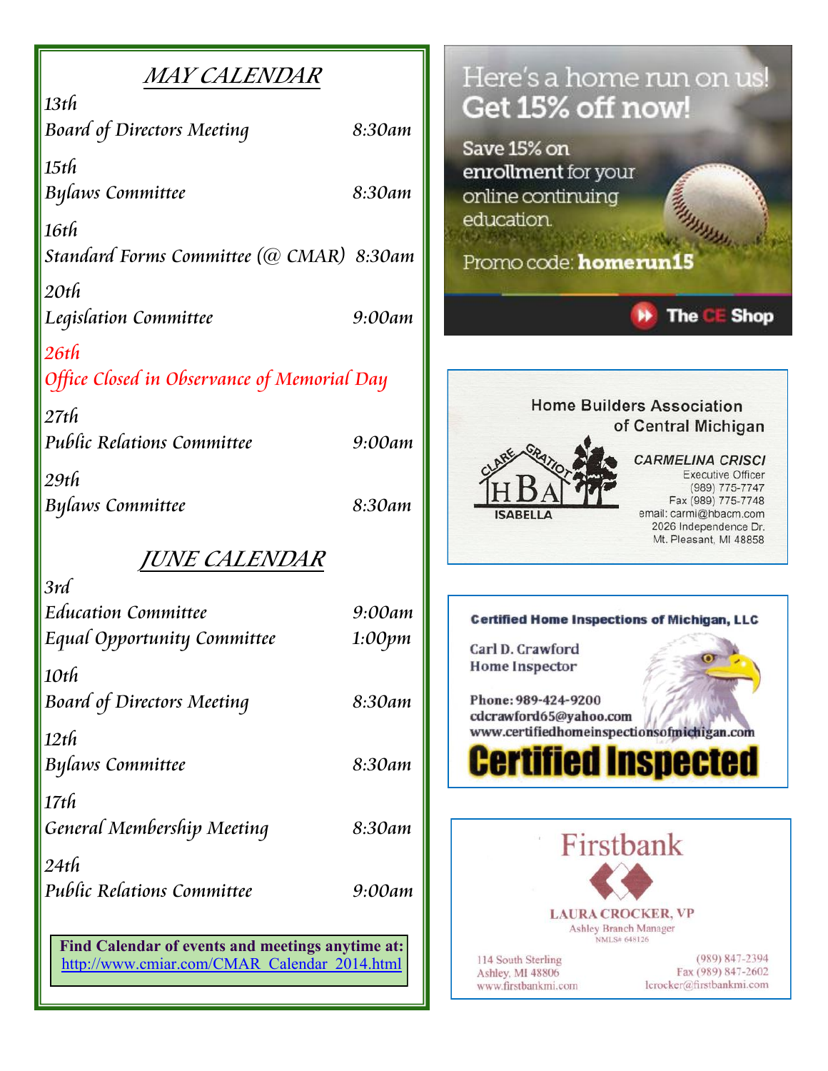## MAY CALENDAR

**13th**
Board of Directors Meeting — 8:30am

**15th**
Bylaws Committee — 8:30am

**16th**
Standard Forms Committee (@ CMAR) — 8:30am

**20th**
Legislation Committee — 9:00am

**26th**
Office Closed in Observance of Memorial Day

**27th**
Public Relations Committee — 9:00am

**29th**
Bylaws Committee — 8:30am

## JUNE CALENDAR

**3rd**
Education Committee — 9:00am
Equal Opportunity Committee — 1:00pm

**10th**
Board of Directors Meeting — 8:30am

**12th**
Bylaws Committee — 8:30am

**17th**
General Membership Meeting — 8:30am

**24th**
Public Relations Committee — 9:00am

**Find Calendar of events and meetings anytime at:**
http://www.cmiar.com/CMAR_Calendar_2014.html

---

Here's a home run on us!
**Get 15% off now!**

Save 15% on **enrollment** for your online continuing education.

Promo code: **homerun15**

The CE Shop

---

Home Builders Association of Central Michigan

CLARE GRATIOT HBA ISABELLA

*CARMELINA CRISCI*
Executive Officer
(989) 775-7747
Fax (989) 775-7748
email: carmi@hbacm.com
2026 Independence Dr.
Mt. Pleasant, MI 48858

---

**Certified Home Inspections of Michigan, LLC**

Carl D. Crawford
Home Inspector

Phone: 989-424-9200
cdcrawford65@yahoo.com
www.certifiedhomeinspectionsofmichigan.com

**Certified Inspected**

---

Firstbank

LAURA CROCKER, VP
Ashley Branch Manager
NMLS# 648126

114 South Sterling
Ashley, MI 48806
www.firstbankmi.com

(989) 847-2394
Fax (989) 847-2602
lcrocker@firstbankmi.com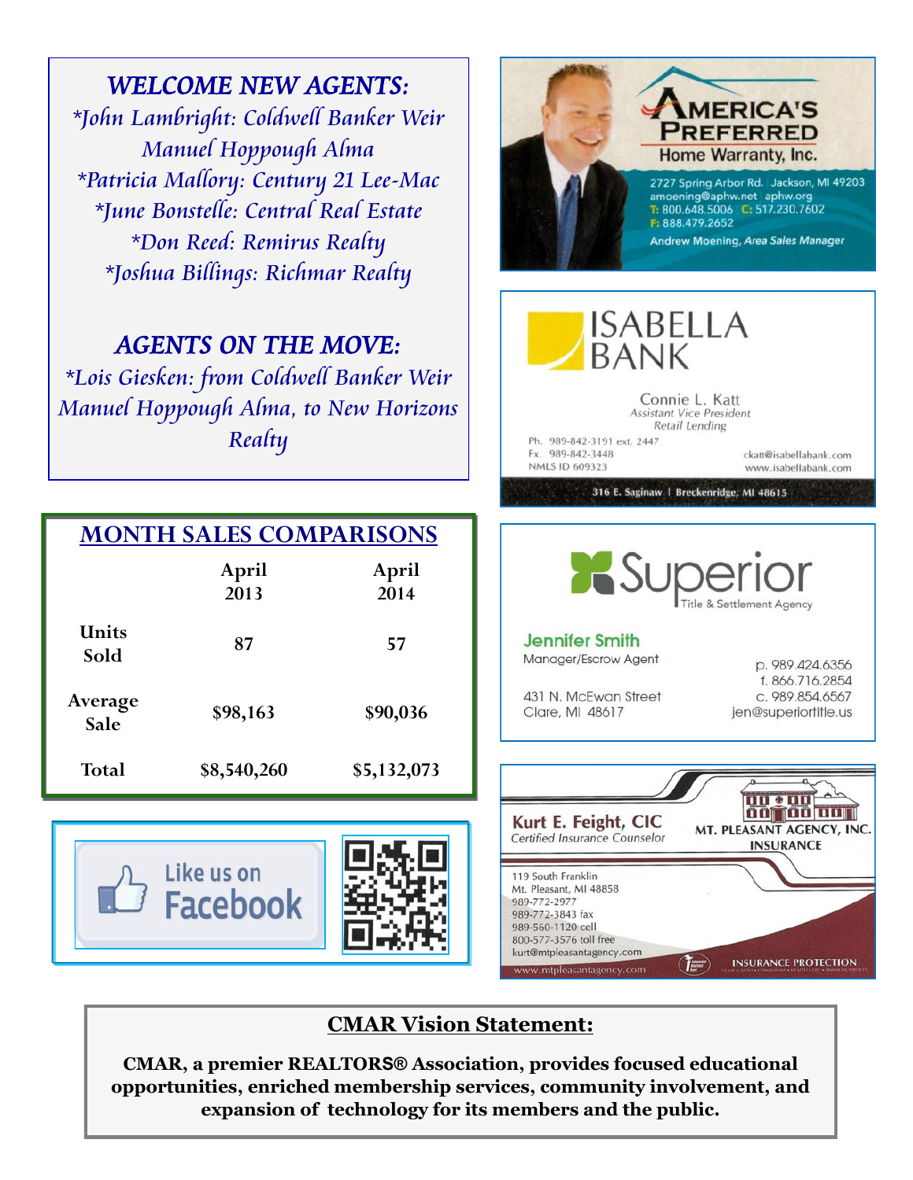## WELCOME NEW AGENTS:

*John Lambright: Coldwell Banker Weir Manuel Hoppough Alma
*Patricia Mallory: Century 21 Lee-Mac
*June Bonstelle: Central Real Estate
*Don Reed: Remirus Realty
*Joshua Billings: Richmar Realty

## AGENTS ON THE MOVE:

*Lois Giesken: from Coldwell Banker Weir Manuel Hoppough Alma, to New Horizons Realty

## MONTH SALES COMPARISONS

| | April 2013 | April 2014 |
|---|---|---|
| Units Sold | 87 | 57 |
| Average Sale | $98,163 | $90,036 |
| Total | $8,540,260 | $5,132,073 |

Like us on Facebook

**AMERICA'S PREFERRED Home Warranty, Inc.**
2727 Spring Arbor Rd. | Jackson, MI 49203
amoening@aphw.net aphw.org
T: 800.648.5006 C: 517.230.7602
F: 888.479.2652
Andrew Moening, *Area Sales Manager*

**ISABELLA BANK**
Connie L. Katt
*Assistant Vice President*
*Retail Lending*
Ph. 989-842-3191 ext. 2447
Fx. 989-842-3448
NMLS ID 609323
ckatt@isabellabank.com
www.isabellabank.com
316 E. Saginaw | Breckenridge, MI 48615

**Superior** Title & Settlement Agency
Jennifer Smith
Manager/Escrow Agent
431 N. McEwan Street
Clare, MI 48617
p. 989.424.6356
f. 866.716.2854
c. 989.854.6567
jen@superiortitle.us

**Kurt E. Feight, CIC**
*Certified Insurance Counselor*
MT. PLEASANT AGENCY, INC. INSURANCE
119 South Franklin
Mt. Pleasant, MI 48858
989-772-2977
989-772-3843 fax
989-560-1120 cell
800-577-3576 toll free
kurt@mtpleasantagency.com
www.mtpleasantagency.com
INSURANCE PROTECTION

## CMAR Vision Statement:

**CMAR, a premier REALTORS® Association, provides focused educational opportunities, enriched membership services, community involvement, and expansion of technology for its members and the public.**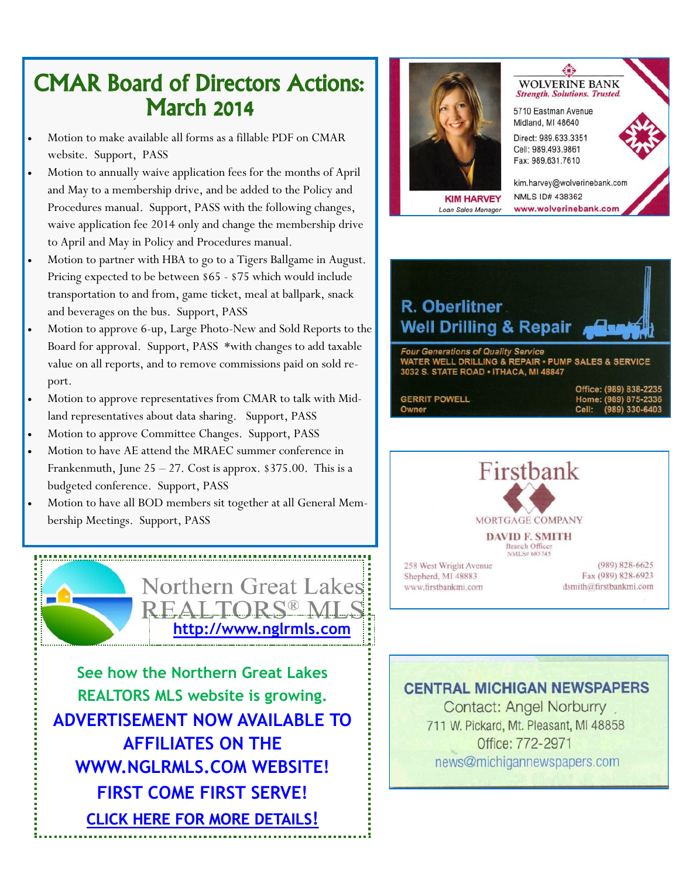# CMAR Board of Directors Actions: March 2014

- Motion to make available all forms as a fillable PDF on CMAR website. Support, PASS
- Motion to annually waive application fees for the months of April and May to a membership drive, and be added to the Policy and Procedures manual. Support, PASS with the following changes, waive application fee 2014 only and change the membership drive to April and May in Policy and Procedures manual.
- Motion to partner with HBA to go to a Tigers Ballgame in August. Pricing expected to be between $65 - $75 which would include transportation to and from, game ticket, meal at ballpark, snack and beverages on the bus. Support, PASS
- Motion to approve 6-up, Large Photo-New and Sold Reports to the Board for approval. Support, PASS *with changes to add taxable value on all reports, and to remove commissions paid on sold report.
- Motion to approve representatives from CMAR to talk with Midland representatives about data sharing. Support, PASS
- Motion to approve Committee Changes. Support, PASS
- Motion to have AE attend the MRAEC summer conference in Frankenmuth, June 25 – 27. Cost is approx. $375.00. This is a budgeted conference. Support, PASS
- Motion to have all BOD members sit together at all General Membership Meetings. Support, PASS

Northern Great Lakes REALTORS® MLS
http://www.nglrmls.com

**See how the Northern Great Lakes REALTORS MLS website is growing.**

**ADVERTISEMENT NOW AVAILABLE TO AFFILIATES ON THE WWW.NGLRMLS.COM WEBSITE! FIRST COME FIRST SERVE!**

**CLICK HERE FOR MORE DETAILS!**

---

WOLVERINE BANK
*Strength. Solutions. Trusted.*
5710 Eastman Avenue
Midland, MI 48640
Direct: 989.633.3351
Cell: 989.493.9861
Fax: 989.631.7610
kim.harvey@wolverinebank.com
NMLS ID# 438362
www.wolverinebank.com

**KIM HARVEY**
*Loan Sales Manager*

---

**R. Oberlitner**
**Well Drilling & Repair**

*Four Generations of Quality Service*
WATER WELL DRILLING & REPAIR • PUMP SALES & SERVICE
3032 S. STATE ROAD • ITHACA, MI 48847

GERRIT POWELL
Owner

Office: (989) 838-2235
Home: (989) 875-2336
Cell: (989) 330-6403

---

Firstbank
MORTGAGE COMPANY

**DAVID F. SMITH**
Branch Officer
NMLS# 685745

258 West Wright Avenue
Shepherd, MI 48883
www.firstbankmi.com

(989) 828-6625
Fax (989) 828-6923
dsmith@firstbankmi.com

---

**CENTRAL MICHIGAN NEWSPAPERS**
Contact: Angel Norburry
711 W. Pickard, Mt. Pleasant, MI 48858
Office: 772-2971
news@michigannewspapers.com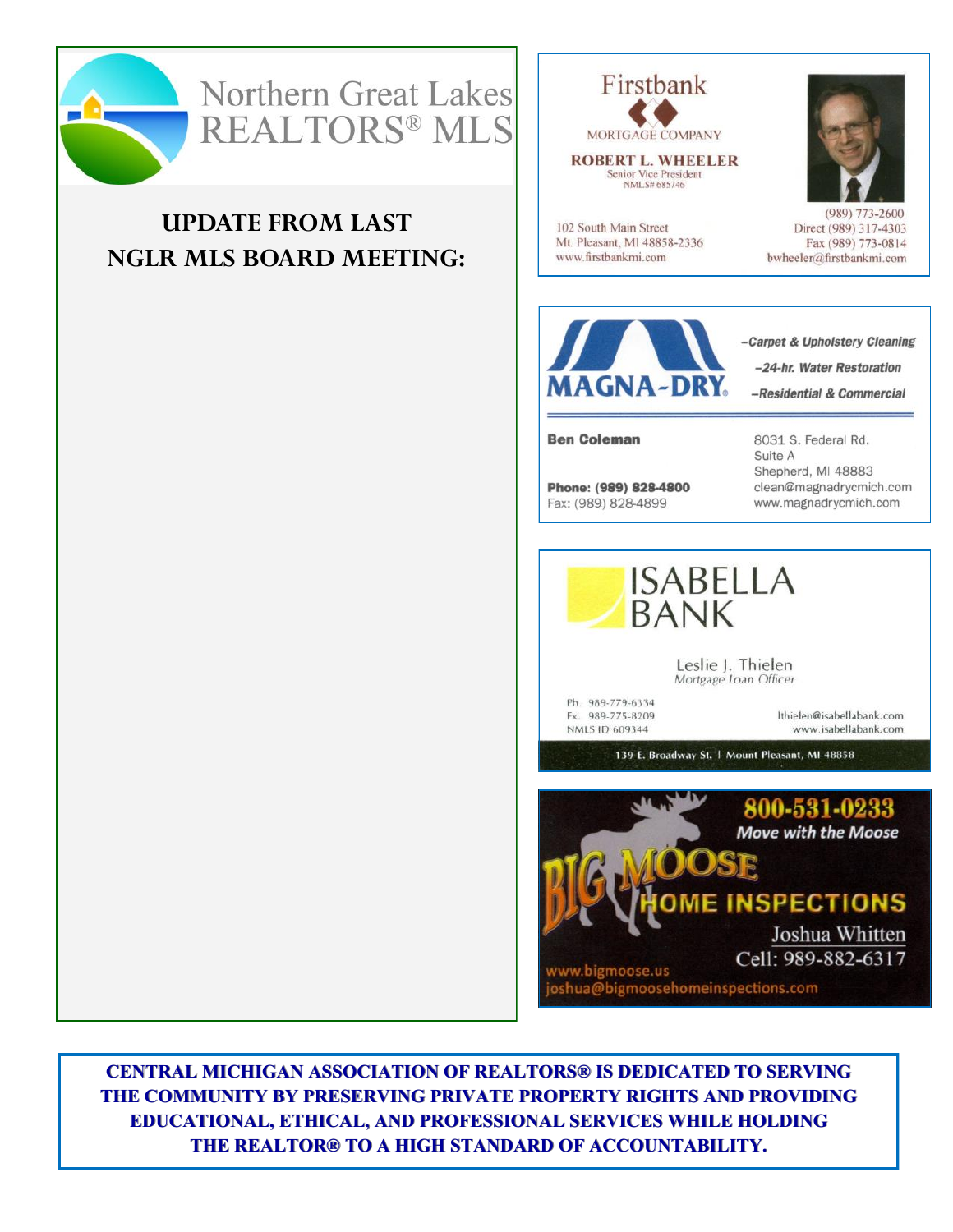Northern Great Lakes REALTORS® MLS

## UPDATE FROM LAST NGLR MLS BOARD MEETING:

Firstbank
MORTGAGE COMPANY
ROBERT L. WHEELER
Senior Vice President
NMLS# 685746

102 South Main Street
Mt. Pleasant, MI 48858-2336
www.firstbankmi.com

(989) 773-2600
Direct (989) 317-4303
Fax (989) 773-0814
bwheeler@firstbankmi.com

MAGNA-DRY®

–Carpet & Upholstery Cleaning
–24-hr. Water Restoration
–Residential & Commercial

**Ben Coleman**

**Phone: (989) 828-4800**
Fax: (989) 828-4899

8031 S. Federal Rd.
Suite A
Shepherd, MI 48883
clean@magnadrycmich.com
www.magnadrycmich.com

ISABELLA BANK

Leslie J. Thielen
*Mortgage Loan Officer*

Ph. 989-779-6334
Fx. 989-775-8209
NMLS ID 609344

lthielen@isabellabank.com
www.isabellabank.com

139 E. Broadway St. | Mount Pleasant, MI 48858

800-531-0233
*Move with the Moose*
BIG MOOSE HOME INSPECTIONS
Joshua Whitten
Cell: 989-882-6317
www.bigmoose.us
joshua@bigmoosehomeinspections.com

**CENTRAL MICHIGAN ASSOCIATION OF REALTORS® IS DEDICATED TO SERVING THE COMMUNITY BY PRESERVING PRIVATE PROPERTY RIGHTS AND PROVIDING EDUCATIONAL, ETHICAL, AND PROFESSIONAL SERVICES WHILE HOLDING THE REALTOR® TO A HIGH STANDARD OF ACCOUNTABILITY.**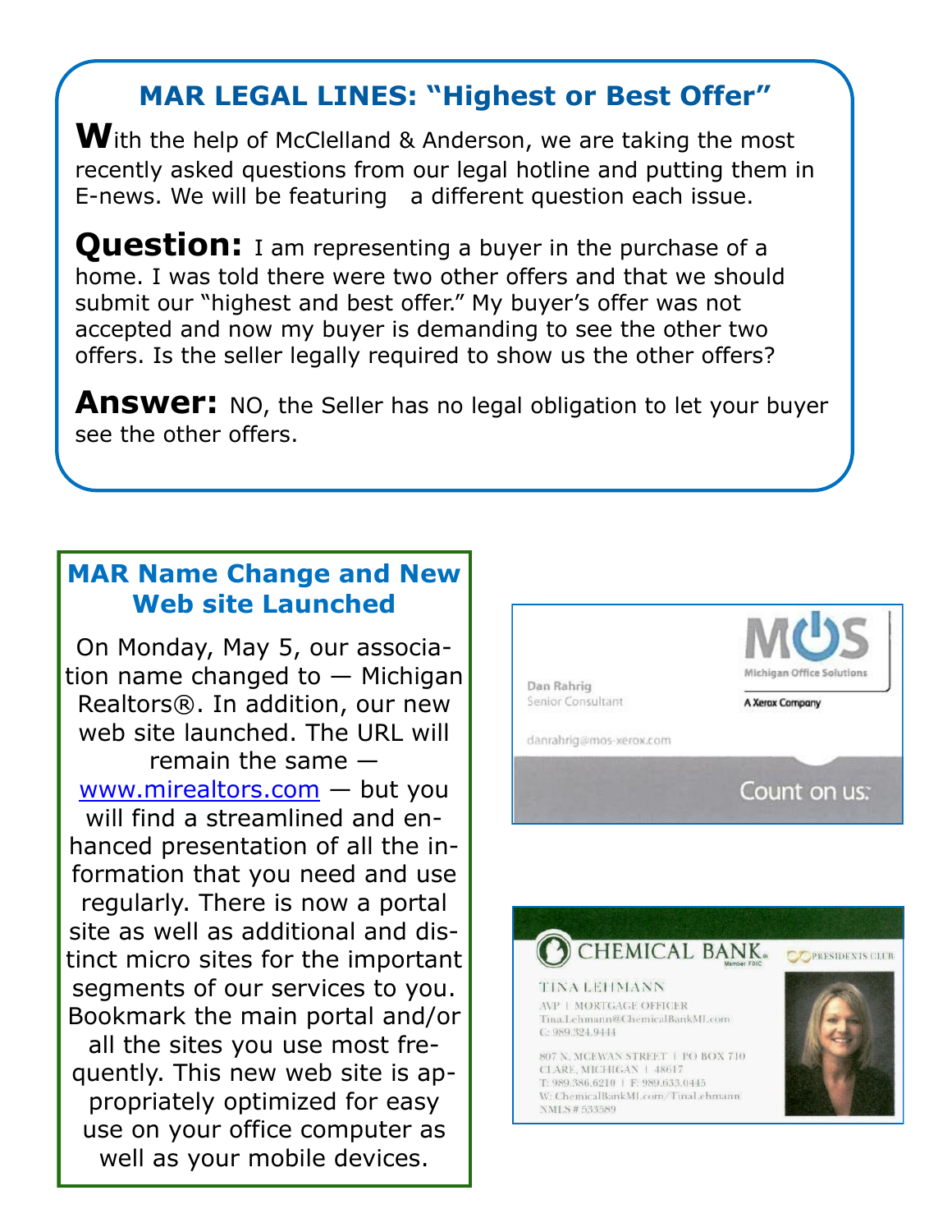## MAR LEGAL LINES: "Highest or Best Offer"

With the help of McClelland & Anderson, we are taking the most recently asked questions from our legal hotline and putting them in E-news. We will be featuring a different question each issue.

**Question:** I am representing a buyer in the purchase of a home. I was told there were two other offers and that we should submit our "highest and best offer." My buyer's offer was not accepted and now my buyer is demanding to see the other two offers. Is the seller legally required to show us the other offers?

**Answer:** NO, the Seller has no legal obligation to let your buyer see the other offers.

## MAR Name Change and New Web site Launched

On Monday, May 5, our association name changed to — Michigan Realtors®. In addition, our new web site launched. The URL will remain the same — www.mirealtors.com — but you will find a streamlined and enhanced presentation of all the information that you need and use regularly. There is now a portal site as well as additional and distinct micro sites for the important segments of our services to you. Bookmark the main portal and/or all the sites you use most frequently. This new web site is appropriately optimized for easy use on your office computer as well as your mobile devices.

MOS
Michigan Office Solutions
A Xerox Company

Dan Rahrig
Senior Consultant
danrahrig@mos-xerox.com

Count on us.

CHEMICAL BANK. Member FDIC
PRESIDENTS CLUB

TINA LEHMANN
AVP | MORTGAGE OFFICER
Tina.Lehmann@ChemicalBankMI.com
C: 989.324.9444

807 N. MCEWAN STREET | PO BOX 710
CLARE, MICHIGAN | 48617
T: 989.386.6210 | F: 989.633.0445
W: ChemicalBankMI.com/TinaLehmann
NMLS # 533589